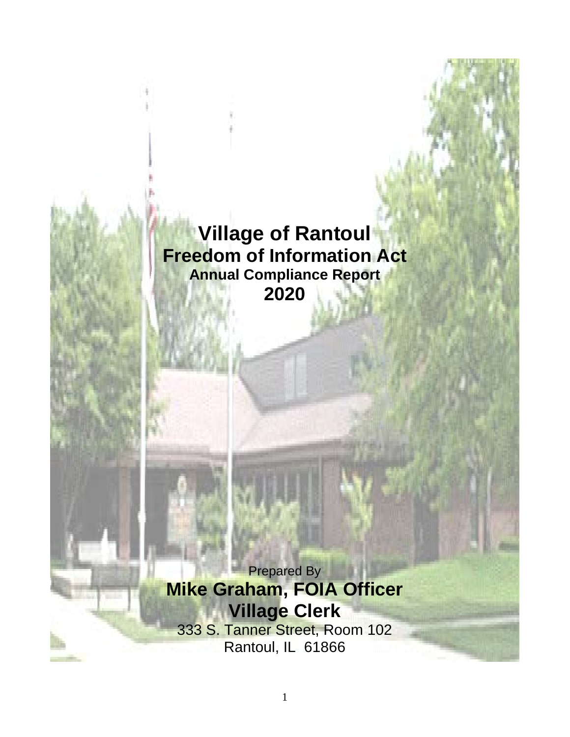# Village of Rantoul

## Freedom of Information Act

### Annual Compliance Report

## 2020

Prepared By

**Mike Graham, FOIA Officer**

**Village Clerk**

333 S. Tanner Street, Room 102

Rantoul, IL 61866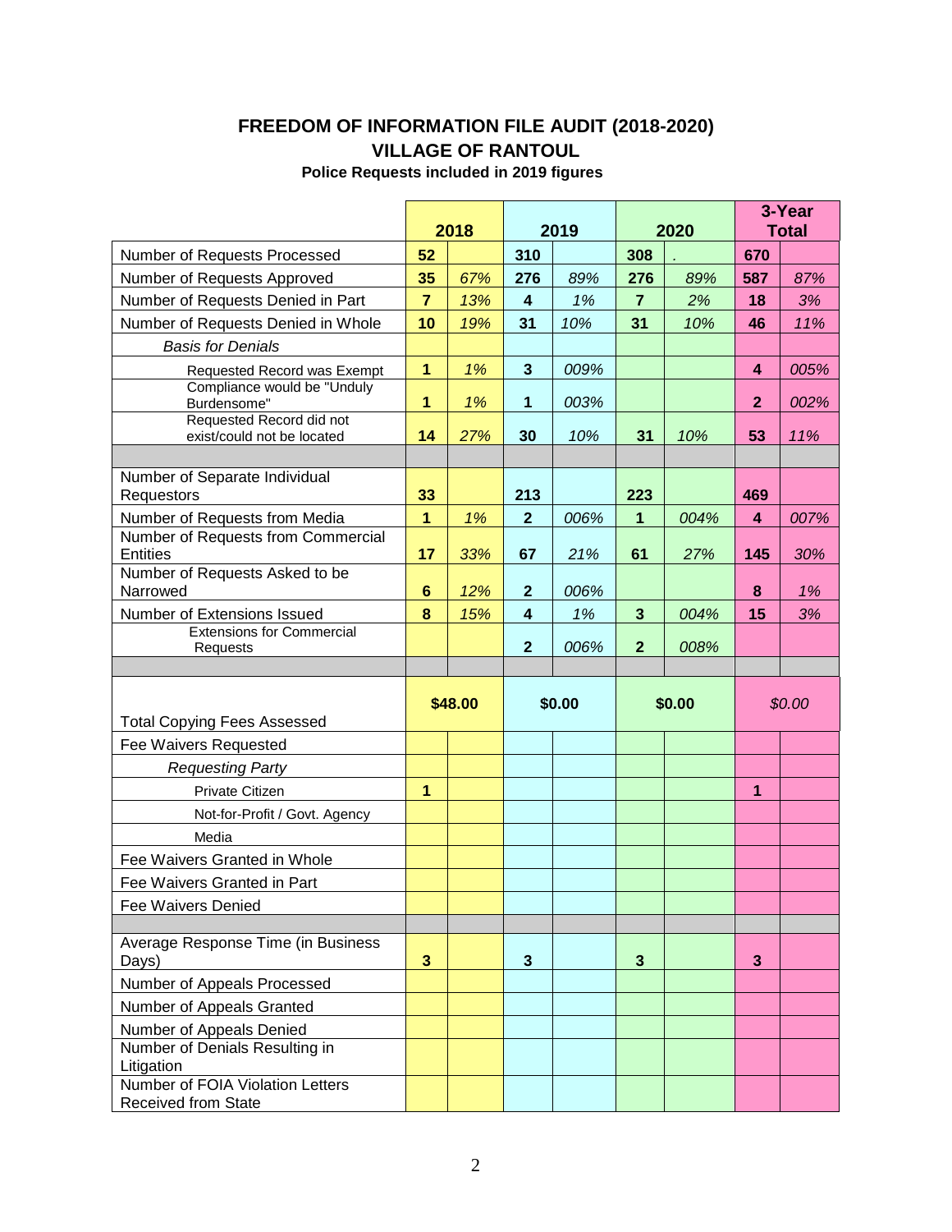# FREEDOM OF INFORMATION FILE AUDIT (2018-2020)
## VILLAGE OF RANTOUL
### Police Requests included in 2019 figures

| | 2018 | | 2019 | | 2020 | | 3-Year Total | |
|---|---|---|---|---|---|---|---|---|
| Number of Requests Processed | **52** | | **310** | | **308** | . | **670** | |
| Number of Requests Approved | **35** | *67%* | **276** | *89%* | **276** | *89%* | **587** | *87%* |
| Number of Requests Denied in Part | **7** | *13%* | **4** | *1%* | **7** | *2%* | **18** | *3%* |
| Number of Requests Denied in Whole | **10** | *19%* | **31** | *10%* | **31** | *10%* | **46** | *11%* |
| *Basis for Denials* | | | | | | | | |
| Requested Record was Exempt | **1** | *1%* | **3** | *009%* | | | **4** | *005%* |
| Compliance would be "Unduly Burdensome" | **1** | *1%* | **1** | *003%* | | | **2** | *002%* |
| Requested Record did not exist/could not be located | **14** | *27%* | **30** | *10%* | **31** | *10%* | **53** | *11%* |
| | | | | | | | | |
| Number of Separate Individual Requestors | **33** | | **213** | | **223** | | **469** | |
| Number of Requests from Media | **1** | *1%* | **2** | *006%* | **1** | *004%* | **4** | *007%* |
| Number of Requests from Commercial Entities | **17** | *33%* | **67** | *21%* | **61** | *27%* | **145** | *30%* |
| Number of Requests Asked to be Narrowed | **6** | *12%* | **2** | *006%* | | | **8** | *1%* |
| Number of Extensions Issued | **8** | *15%* | **4** | *1%* | **3** | *004%* | **15** | *3%* |
| Extensions for Commercial Requests | | | **2** | *006%* | **2** | *008%* | | |
| | | | | | | | | |
| Total Copying Fees Assessed | **$48.00** | | **$0.00** | | **$0.00** | | *$0.00* | |
| Fee Waivers Requested | | | | | | | | |
| *Requesting Party* | | | | | | | | |
| Private Citizen | **1** | | | | | | **1** | |
| Not-for-Profit / Govt. Agency | | | | | | | | |
| Media | | | | | | | | |
| Fee Waivers Granted in Whole | | | | | | | | |
| Fee Waivers Granted in Part | | | | | | | | |
| Fee Waivers Denied | | | | | | | | |
| | | | | | | | | |
| Average Response Time (in Business Days) | **3** | | **3** | | **3** | | **3** | |
| Number of Appeals Processed | | | | | | | | |
| Number of Appeals Granted | | | | | | | | |
| Number of Appeals Denied | | | | | | | | |
| Number of Denials Resulting in Litigation | | | | | | | | |
| Number of FOIA Violation Letters Received from State | | | | | | | | |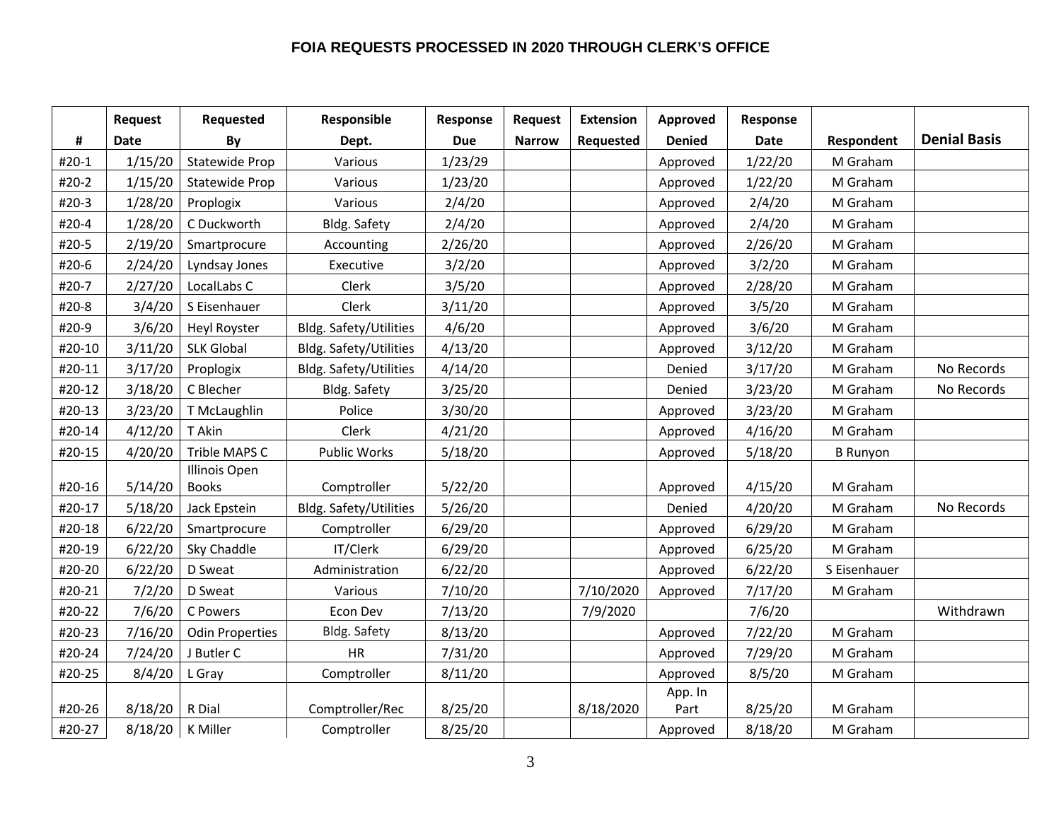# FOIA REQUESTS PROCESSED IN 2020 THROUGH CLERK'S OFFICE

| # | Request Date | Requested By | Responsible Dept. | Response Due | Request Narrow | Extension Requested | Approved Denied | Response Date | Respondent | Denial Basis |
|---|---|---|---|---|---|---|---|---|---|---|
| #20-1 | 1/15/20 | Statewide Prop | Various | 1/23/29 | | | Approved | 1/22/20 | M Graham | |
| #20-2 | 1/15/20 | Statewide Prop | Various | 1/23/20 | | | Approved | 1/22/20 | M Graham | |
| #20-3 | 1/28/20 | Proplogix | Various | 2/4/20 | | | Approved | 2/4/20 | M Graham | |
| #20-4 | 1/28/20 | C Duckworth | Bldg. Safety | 2/4/20 | | | Approved | 2/4/20 | M Graham | |
| #20-5 | 2/19/20 | Smartprocure | Accounting | 2/26/20 | | | Approved | 2/26/20 | M Graham | |
| #20-6 | 2/24/20 | Lyndsay Jones | Executive | 3/2/20 | | | Approved | 3/2/20 | M Graham | |
| #20-7 | 2/27/20 | LocalLabs C | Clerk | 3/5/20 | | | Approved | 2/28/20 | M Graham | |
| #20-8 | 3/4/20 | S Eisenhauer | Clerk | 3/11/20 | | | Approved | 3/5/20 | M Graham | |
| #20-9 | 3/6/20 | Heyl Royster | Bldg. Safety/Utilities | 4/6/20 | | | Approved | 3/6/20 | M Graham | |
| #20-10 | 3/11/20 | SLK Global | Bldg. Safety/Utilities | 4/13/20 | | | Approved | 3/12/20 | M Graham | |
| #20-11 | 3/17/20 | Proplogix | Bldg. Safety/Utilities | 4/14/20 | | | Denied | 3/17/20 | M Graham | No Records |
| #20-12 | 3/18/20 | C Blecher | Bldg. Safety | 3/25/20 | | | Denied | 3/23/20 | M Graham | No Records |
| #20-13 | 3/23/20 | T McLaughlin | Police | 3/30/20 | | | Approved | 3/23/20 | M Graham | |
| #20-14 | 4/12/20 | T Akin | Clerk | 4/21/20 | | | Approved | 4/16/20 | M Graham | |
| #20-15 | 4/20/20 | Trible MAPS C | Public Works | 5/18/20 | | | Approved | 5/18/20 | B Runyon | |
| #20-16 | 5/14/20 | Illinois Open Books | Comptroller | 5/22/20 | | | Approved | 4/15/20 | M Graham | |
| #20-17 | 5/18/20 | Jack Epstein | Bldg. Safety/Utilities | 5/26/20 | | | Denied | 4/20/20 | M Graham | No Records |
| #20-18 | 6/22/20 | Smartprocure | Comptroller | 6/29/20 | | | Approved | 6/29/20 | M Graham | |
| #20-19 | 6/22/20 | Sky Chaddle | IT/Clerk | 6/29/20 | | | Approved | 6/25/20 | M Graham | |
| #20-20 | 6/22/20 | D Sweat | Administration | 6/22/20 | | | Approved | 6/22/20 | S Eisenhauer | |
| #20-21 | 7/2/20 | D Sweat | Various | 7/10/20 | | 7/10/2020 | Approved | 7/17/20 | M Graham | |
| #20-22 | 7/6/20 | C Powers | Econ Dev | 7/13/20 | | 7/9/2020 | | 7/6/20 | | Withdrawn |
| #20-23 | 7/16/20 | Odin Properties | Bldg. Safety | 8/13/20 | | | Approved | 7/22/20 | M Graham | |
| #20-24 | 7/24/20 | J Butler C | HR | 7/31/20 | | | Approved | 7/29/20 | M Graham | |
| #20-25 | 8/4/20 | L Gray | Comptroller | 8/11/20 | | | Approved | 8/5/20 | M Graham | |
| #20-26 | 8/18/20 | R Dial | Comptroller/Rec | 8/25/20 | | 8/18/2020 | App. In Part | 8/25/20 | M Graham | |
| #20-27 | 8/18/20 | K Miller | Comptroller | 8/25/20 | | | Approved | 8/18/20 | M Graham | |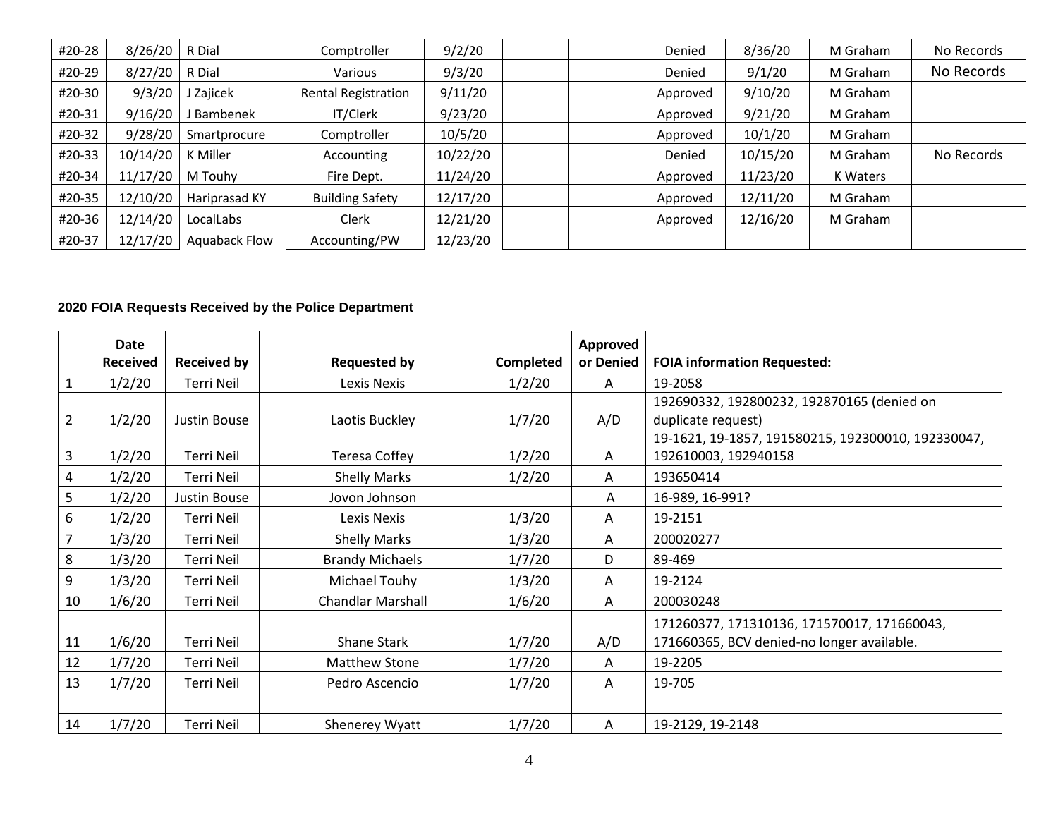| #20-28 | 8/26/20 | R Dial | Comptroller | 9/2/20 | | | Denied | 8/36/20 | M Graham | No Records |
|---|---|---|---|---|---|---|---|---|---|---|
| #20-29 | 8/27/20 | R Dial | Various | 9/3/20 | | | Denied | 9/1/20 | M Graham | No Records |
| #20-30 | 9/3/20 | J Zajicek | Rental Registration | 9/11/20 | | | Approved | 9/10/20 | M Graham | |
| #20-31 | 9/16/20 | J Bambenek | IT/Clerk | 9/23/20 | | | Approved | 9/21/20 | M Graham | |
| #20-32 | 9/28/20 | Smartprocure | Comptroller | 10/5/20 | | | Approved | 10/1/20 | M Graham | |
| #20-33 | 10/14/20 | K Miller | Accounting | 10/22/20 | | | Denied | 10/15/20 | M Graham | No Records |
| #20-34 | 11/17/20 | M Touhy | Fire Dept. | 11/24/20 | | | Approved | 11/23/20 | K Waters | |
| #20-35 | 12/10/20 | Hariprasad KY | Building Safety | 12/17/20 | | | Approved | 12/11/20 | M Graham | |
| #20-36 | 12/14/20 | LocalLabs | Clerk | 12/21/20 | | | Approved | 12/16/20 | M Graham | |
| #20-37 | 12/17/20 | Aquaback Flow | Accounting/PW | 12/23/20 | | | | | | |

**2020 FOIA Requests Received by the Police Department**

| | Date Received | Received by | Requested by | Completed | Approved or Denied | FOIA information Requested: |
|---|---|---|---|---|---|---|
| 1 | 1/2/20 | Terri Neil | Lexis Nexis | 1/2/20 | A | 19-2058 |
| 2 | 1/2/20 | Justin Bouse | Laotis Buckley | 1/7/20 | A/D | 192690332, 192800232, 192870165 (denied on duplicate request) |
| 3 | 1/2/20 | Terri Neil | Teresa Coffey | 1/2/20 | A | 19-1621, 19-1857, 191580215, 192300010, 192330047, 192610003, 192940158 |
| 4 | 1/2/20 | Terri Neil | Shelly Marks | 1/2/20 | A | 193650414 |
| 5 | 1/2/20 | Justin Bouse | Jovon Johnson | | A | 16-989, 16-991? |
| 6 | 1/2/20 | Terri Neil | Lexis Nexis | 1/3/20 | A | 19-2151 |
| 7 | 1/3/20 | Terri Neil | Shelly Marks | 1/3/20 | A | 200020277 |
| 8 | 1/3/20 | Terri Neil | Brandy Michaels | 1/7/20 | D | 89-469 |
| 9 | 1/3/20 | Terri Neil | Michael Touhy | 1/3/20 | A | 19-2124 |
| 10 | 1/6/20 | Terri Neil | Chandlar Marshall | 1/6/20 | A | 200030248 |
| 11 | 1/6/20 | Terri Neil | Shane Stark | 1/7/20 | A/D | 171260377, 171310136, 171570017, 171660043, 171660365, BCV denied-no longer available. |
| 12 | 1/7/20 | Terri Neil | Matthew Stone | 1/7/20 | A | 19-2205 |
| 13 | 1/7/20 | Terri Neil | Pedro Ascencio | 1/7/20 | A | 19-705 |
| | | | | | | |
| 14 | 1/7/20 | Terri Neil | Shenerey Wyatt | 1/7/20 | A | 19-2129, 19-2148 |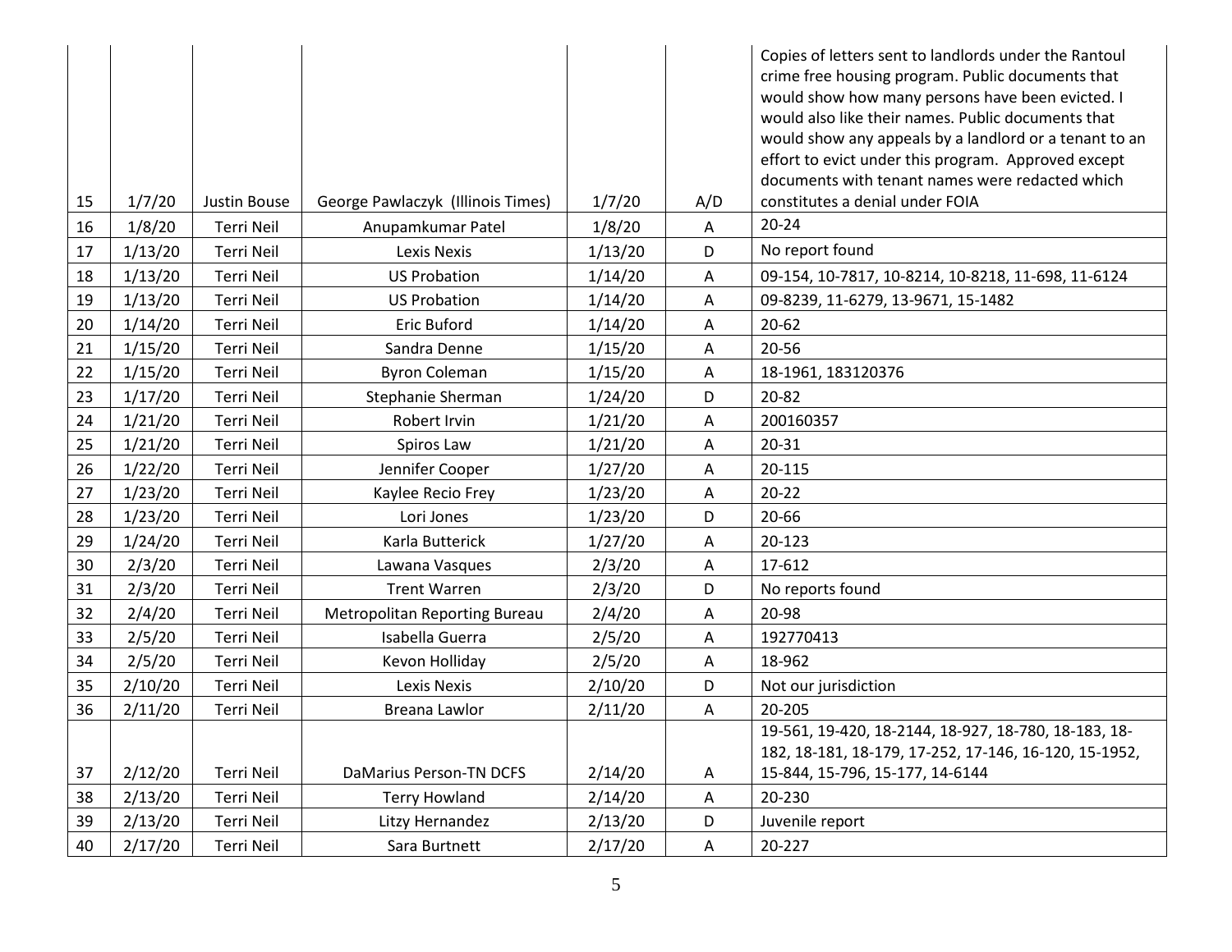| | | | | | | |
|---|---|---|---|---|---|---|
| 15 | 1/7/20 | Justin Bouse | George Pawlaczyk (Illinois Times) | 1/7/20 | A/D | Copies of letters sent to landlords under the Rantoul crime free housing program. Public documents that would show how many persons have been evicted. I would also like their names. Public documents that would show any appeals by a landlord or a tenant to an effort to evict under this program. Approved except documents with tenant names were redacted which constitutes a denial under FOIA |
| 16 | 1/8/20 | Terri Neil | Anupamkumar Patel | 1/8/20 | A | 20-24 |
| 17 | 1/13/20 | Terri Neil | Lexis Nexis | 1/13/20 | D | No report found |
| 18 | 1/13/20 | Terri Neil | US Probation | 1/14/20 | A | 09-154, 10-7817, 10-8214, 10-8218, 11-698, 11-6124 |
| 19 | 1/13/20 | Terri Neil | US Probation | 1/14/20 | A | 09-8239, 11-6279, 13-9671, 15-1482 |
| 20 | 1/14/20 | Terri Neil | Eric Buford | 1/14/20 | A | 20-62 |
| 21 | 1/15/20 | Terri Neil | Sandra Denne | 1/15/20 | A | 20-56 |
| 22 | 1/15/20 | Terri Neil | Byron Coleman | 1/15/20 | A | 18-1961, 183120376 |
| 23 | 1/17/20 | Terri Neil | Stephanie Sherman | 1/24/20 | D | 20-82 |
| 24 | 1/21/20 | Terri Neil | Robert Irvin | 1/21/20 | A | 200160357 |
| 25 | 1/21/20 | Terri Neil | Spiros Law | 1/21/20 | A | 20-31 |
| 26 | 1/22/20 | Terri Neil | Jennifer Cooper | 1/27/20 | A | 20-115 |
| 27 | 1/23/20 | Terri Neil | Kaylee Recio Frey | 1/23/20 | A | 20-22 |
| 28 | 1/23/20 | Terri Neil | Lori Jones | 1/23/20 | D | 20-66 |
| 29 | 1/24/20 | Terri Neil | Karla Butterick | 1/27/20 | A | 20-123 |
| 30 | 2/3/20 | Terri Neil | Lawana Vasques | 2/3/20 | A | 17-612 |
| 31 | 2/3/20 | Terri Neil | Trent Warren | 2/3/20 | D | No reports found |
| 32 | 2/4/20 | Terri Neil | Metropolitan Reporting Bureau | 2/4/20 | A | 20-98 |
| 33 | 2/5/20 | Terri Neil | Isabella Guerra | 2/5/20 | A | 192770413 |
| 34 | 2/5/20 | Terri Neil | Kevon Holliday | 2/5/20 | A | 18-962 |
| 35 | 2/10/20 | Terri Neil | Lexis Nexis | 2/10/20 | D | Not our jurisdiction |
| 36 | 2/11/20 | Terri Neil | Breana Lawlor | 2/11/20 | A | 20-205 |
| 37 | 2/12/20 | Terri Neil | DaMarius Person-TN DCFS | 2/14/20 | A | 19-561, 19-420, 18-2144, 18-927, 18-780, 18-183, 18-182, 18-181, 18-179, 17-252, 17-146, 16-120, 15-1952, 15-844, 15-796, 15-177, 14-6144 |
| 38 | 2/13/20 | Terri Neil | Terry Howland | 2/14/20 | A | 20-230 |
| 39 | 2/13/20 | Terri Neil | Litzy Hernandez | 2/13/20 | D | Juvenile report |
| 40 | 2/17/20 | Terri Neil | Sara Burtnett | 2/17/20 | A | 20-227 |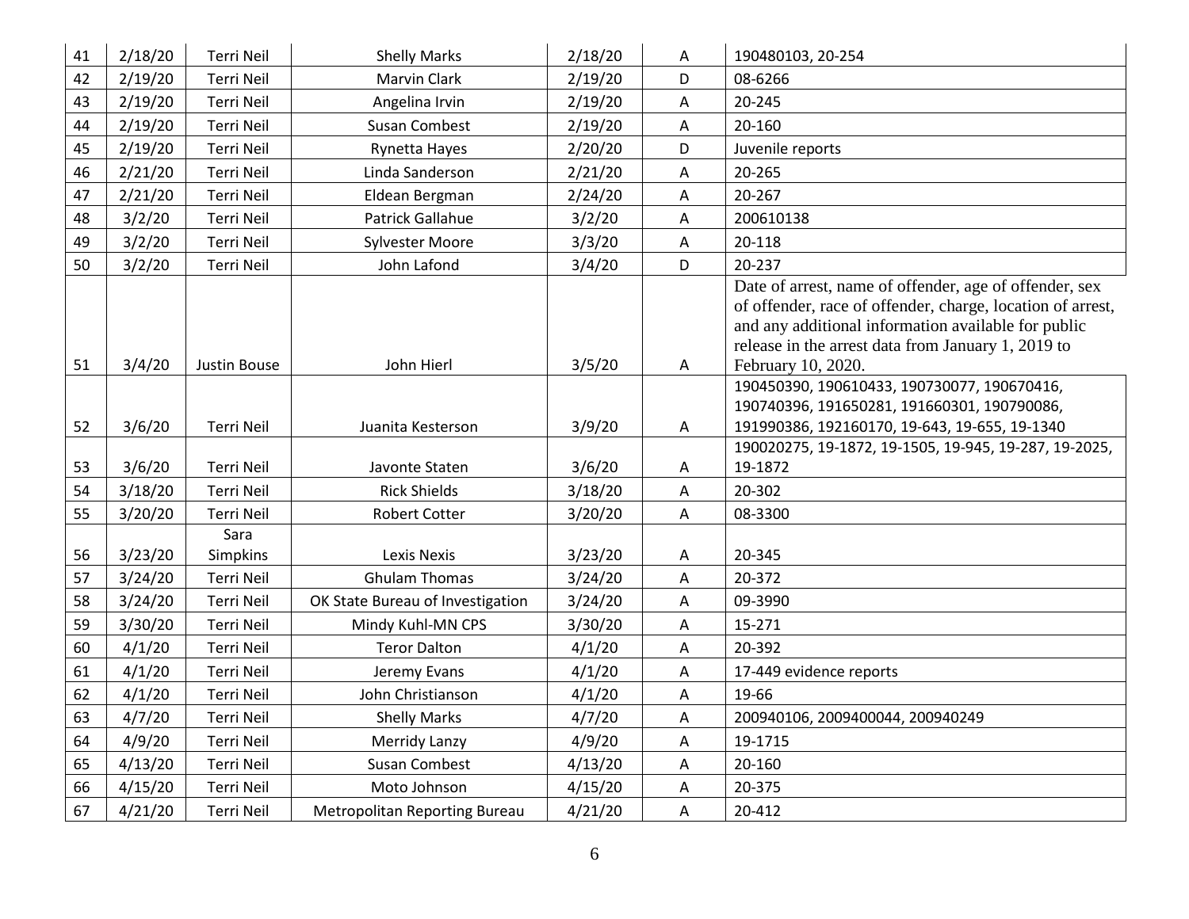| 41 | 2/18/20 | Terri Neil | Shelly Marks | 2/18/20 | A | 190480103, 20-254 |
|---|---|---|---|---|---|---|
| 42 | 2/19/20 | Terri Neil | Marvin Clark | 2/19/20 | D | 08-6266 |
| 43 | 2/19/20 | Terri Neil | Angelina Irvin | 2/19/20 | A | 20-245 |
| 44 | 2/19/20 | Terri Neil | Susan Combest | 2/19/20 | A | 20-160 |
| 45 | 2/19/20 | Terri Neil | Rynetta Hayes | 2/20/20 | D | Juvenile reports |
| 46 | 2/21/20 | Terri Neil | Linda Sanderson | 2/21/20 | A | 20-265 |
| 47 | 2/21/20 | Terri Neil | Eldean Bergman | 2/24/20 | A | 20-267 |
| 48 | 3/2/20 | Terri Neil | Patrick Gallahue | 3/2/20 | A | 200610138 |
| 49 | 3/2/20 | Terri Neil | Sylvester Moore | 3/3/20 | A | 20-118 |
| 50 | 3/2/20 | Terri Neil | John Lafond | 3/4/20 | D | 20-237 |
| 51 | 3/4/20 | Justin Bouse | John Hierl | 3/5/20 | A | Date of arrest, name of offender, age of offender, sex of offender, race of offender, charge, location of arrest, and any additional information available for public release in the arrest data from January 1, 2019 to February 10, 2020. |
| 52 | 3/6/20 | Terri Neil | Juanita Kesterson | 3/9/20 | A | 190450390, 190610433, 190730077, 190670416, 190740396, 191650281, 191660301, 190790086, 191990386, 192160170, 19-643, 19-655, 19-1340 |
| 53 | 3/6/20 | Terri Neil | Javonte Staten | 3/6/20 | A | 190020275, 19-1872, 19-1505, 19-945, 19-287, 19-2025, 19-1872 |
| 54 | 3/18/20 | Terri Neil | Rick Shields | 3/18/20 | A | 20-302 |
| 55 | 3/20/20 | Terri Neil | Robert Cotter | 3/20/20 | A | 08-3300 |
| 56 | 3/23/20 | Sara Simpkins | Lexis Nexis | 3/23/20 | A | 20-345 |
| 57 | 3/24/20 | Terri Neil | Ghulam Thomas | 3/24/20 | A | 20-372 |
| 58 | 3/24/20 | Terri Neil | OK State Bureau of Investigation | 3/24/20 | A | 09-3990 |
| 59 | 3/30/20 | Terri Neil | Mindy Kuhl-MN CPS | 3/30/20 | A | 15-271 |
| 60 | 4/1/20 | Terri Neil | Teror Dalton | 4/1/20 | A | 20-392 |
| 61 | 4/1/20 | Terri Neil | Jeremy Evans | 4/1/20 | A | 17-449 evidence reports |
| 62 | 4/1/20 | Terri Neil | John Christianson | 4/1/20 | A | 19-66 |
| 63 | 4/7/20 | Terri Neil | Shelly Marks | 4/7/20 | A | 200940106, 2009400044, 200940249 |
| 64 | 4/9/20 | Terri Neil | Merridy Lanzy | 4/9/20 | A | 19-1715 |
| 65 | 4/13/20 | Terri Neil | Susan Combest | 4/13/20 | A | 20-160 |
| 66 | 4/15/20 | Terri Neil | Moto Johnson | 4/15/20 | A | 20-375 |
| 67 | 4/21/20 | Terri Neil | Metropolitan Reporting Bureau | 4/21/20 | A | 20-412 |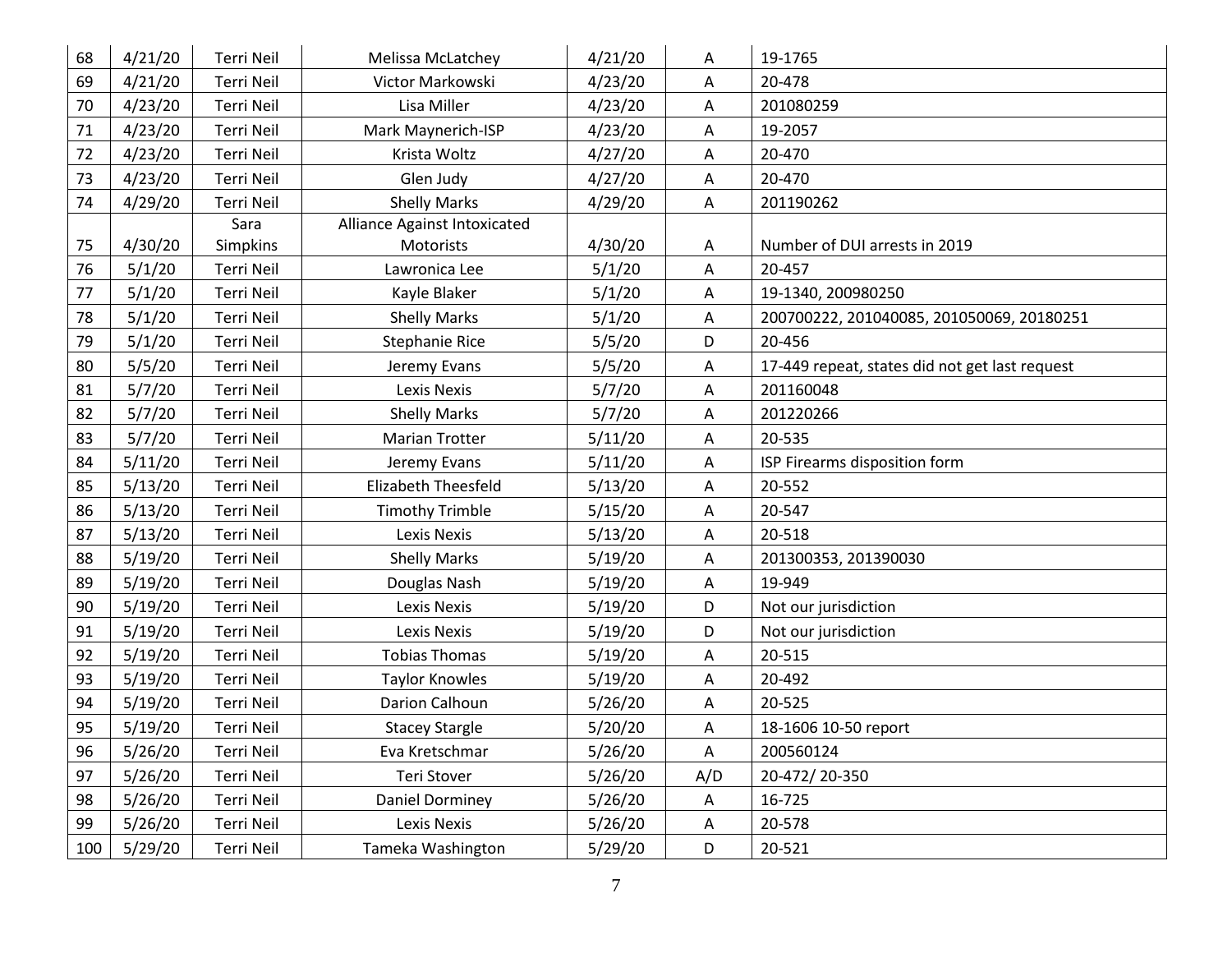| 68 | 4/21/20 | Terri Neil | Melissa McLatchey | 4/21/20 | A | 19-1765 |
|---|---|---|---|---|---|---|
| 69 | 4/21/20 | Terri Neil | Victor Markowski | 4/23/20 | A | 20-478 |
| 70 | 4/23/20 | Terri Neil | Lisa Miller | 4/23/20 | A | 201080259 |
| 71 | 4/23/20 | Terri Neil | Mark Maynerich-ISP | 4/23/20 | A | 19-2057 |
| 72 | 4/23/20 | Terri Neil | Krista Woltz | 4/27/20 | A | 20-470 |
| 73 | 4/23/20 | Terri Neil | Glen Judy | 4/27/20 | A | 20-470 |
| 74 | 4/29/20 | Terri Neil | Shelly Marks | 4/29/20 | A | 201190262 |
| 75 | 4/30/20 | Sara Simpkins | Alliance Against Intoxicated Motorists | 4/30/20 | A | Number of DUI arrests in 2019 |
| 76 | 5/1/20 | Terri Neil | Lawronica Lee | 5/1/20 | A | 20-457 |
| 77 | 5/1/20 | Terri Neil | Kayle Blaker | 5/1/20 | A | 19-1340, 200980250 |
| 78 | 5/1/20 | Terri Neil | Shelly Marks | 5/1/20 | A | 200700222, 201040085, 201050069, 20180251 |
| 79 | 5/1/20 | Terri Neil | Stephanie Rice | 5/5/20 | D | 20-456 |
| 80 | 5/5/20 | Terri Neil | Jeremy Evans | 5/5/20 | A | 17-449 repeat, states did not get last request |
| 81 | 5/7/20 | Terri Neil | Lexis Nexis | 5/7/20 | A | 201160048 |
| 82 | 5/7/20 | Terri Neil | Shelly Marks | 5/7/20 | A | 201220266 |
| 83 | 5/7/20 | Terri Neil | Marian Trotter | 5/11/20 | A | 20-535 |
| 84 | 5/11/20 | Terri Neil | Jeremy Evans | 5/11/20 | A | ISP Firearms disposition form |
| 85 | 5/13/20 | Terri Neil | Elizabeth Theesfeld | 5/13/20 | A | 20-552 |
| 86 | 5/13/20 | Terri Neil | Timothy Trimble | 5/15/20 | A | 20-547 |
| 87 | 5/13/20 | Terri Neil | Lexis Nexis | 5/13/20 | A | 20-518 |
| 88 | 5/19/20 | Terri Neil | Shelly Marks | 5/19/20 | A | 201300353, 201390030 |
| 89 | 5/19/20 | Terri Neil | Douglas Nash | 5/19/20 | A | 19-949 |
| 90 | 5/19/20 | Terri Neil | Lexis Nexis | 5/19/20 | D | Not our jurisdiction |
| 91 | 5/19/20 | Terri Neil | Lexis Nexis | 5/19/20 | D | Not our jurisdiction |
| 92 | 5/19/20 | Terri Neil | Tobias Thomas | 5/19/20 | A | 20-515 |
| 93 | 5/19/20 | Terri Neil | Taylor Knowles | 5/19/20 | A | 20-492 |
| 94 | 5/19/20 | Terri Neil | Darion Calhoun | 5/26/20 | A | 20-525 |
| 95 | 5/19/20 | Terri Neil | Stacey Stargle | 5/20/20 | A | 18-1606 10-50 report |
| 96 | 5/26/20 | Terri Neil | Eva Kretschmar | 5/26/20 | A | 200560124 |
| 97 | 5/26/20 | Terri Neil | Teri Stover | 5/26/20 | A/D | 20-472/ 20-350 |
| 98 | 5/26/20 | Terri Neil | Daniel Dorminey | 5/26/20 | A | 16-725 |
| 99 | 5/26/20 | Terri Neil | Lexis Nexis | 5/26/20 | A | 20-578 |
| 100 | 5/29/20 | Terri Neil | Tameka Washington | 5/29/20 | D | 20-521 |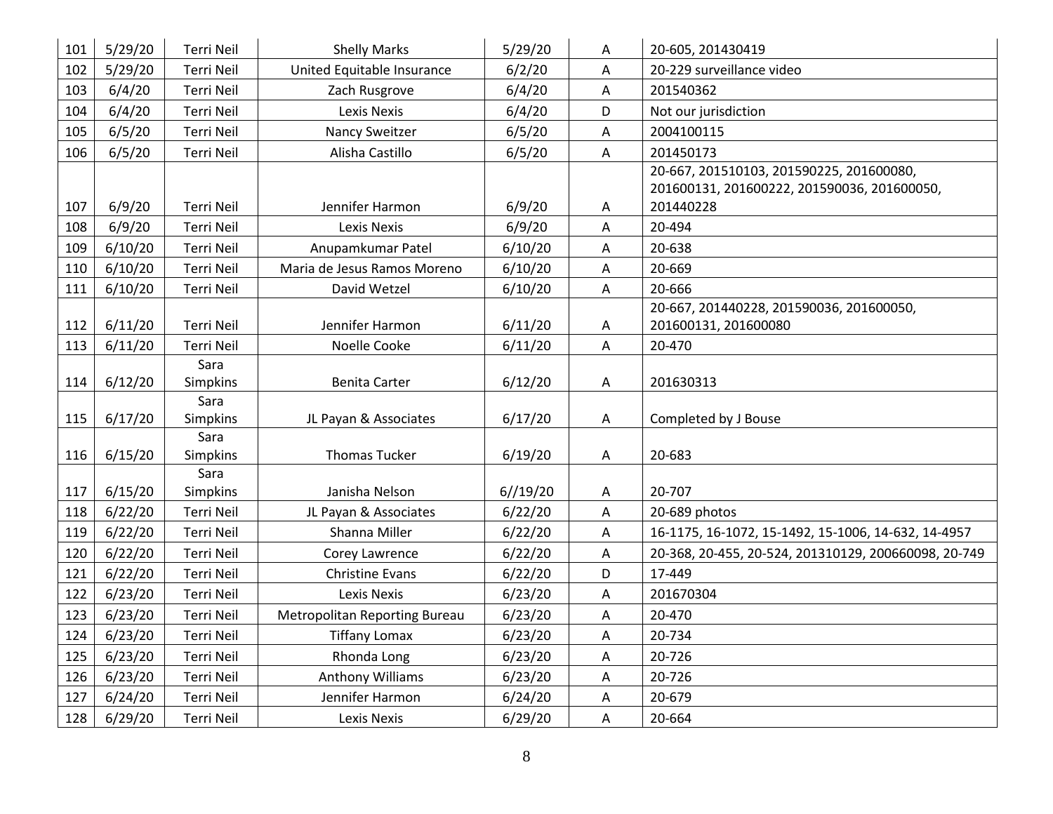| 101 | 5/29/20 | Terri Neil | Shelly Marks | 5/29/20 | A | 20-605, 201430419 |
|---|---|---|---|---|---|---|
| 102 | 5/29/20 | Terri Neil | United Equitable Insurance | 6/2/20 | A | 20-229 surveillance video |
| 103 | 6/4/20 | Terri Neil | Zach Rusgrove | 6/4/20 | A | 201540362 |
| 104 | 6/4/20 | Terri Neil | Lexis Nexis | 6/4/20 | D | Not our jurisdiction |
| 105 | 6/5/20 | Terri Neil | Nancy Sweitzer | 6/5/20 | A | 2004100115 |
| 106 | 6/5/20 | Terri Neil | Alisha Castillo | 6/5/20 | A | 201450173 |
| 107 | 6/9/20 | Terri Neil | Jennifer Harmon | 6/9/20 | A | 20-667, 201510103, 201590225, 201600080, 201600131, 201600222, 201590036, 201600050, 201440228 |
| 108 | 6/9/20 | Terri Neil | Lexis Nexis | 6/9/20 | A | 20-494 |
| 109 | 6/10/20 | Terri Neil | Anupamkumar Patel | 6/10/20 | A | 20-638 |
| 110 | 6/10/20 | Terri Neil | Maria de Jesus Ramos Moreno | 6/10/20 | A | 20-669 |
| 111 | 6/10/20 | Terri Neil | David Wetzel | 6/10/20 | A | 20-666 |
| 112 | 6/11/20 | Terri Neil | Jennifer Harmon | 6/11/20 | A | 20-667, 201440228, 201590036, 201600050, 201600131, 201600080 |
| 113 | 6/11/20 | Terri Neil | Noelle Cooke | 6/11/20 | A | 20-470 |
| 114 | 6/12/20 | Sara Simpkins | Benita Carter | 6/12/20 | A | 201630313 |
| 115 | 6/17/20 | Sara Simpkins | JL Payan & Associates | 6/17/20 | A | Completed by J Bouse |
| 116 | 6/15/20 | Sara Simpkins | Thomas Tucker | 6/19/20 | A | 20-683 |
| 117 | 6/15/20 | Sara Simpkins | Janisha Nelson | 6//19/20 | A | 20-707 |
| 118 | 6/22/20 | Terri Neil | JL Payan & Associates | 6/22/20 | A | 20-689 photos |
| 119 | 6/22/20 | Terri Neil | Shanna Miller | 6/22/20 | A | 16-1175, 16-1072, 15-1492, 15-1006, 14-632, 14-4957 |
| 120 | 6/22/20 | Terri Neil | Corey Lawrence | 6/22/20 | A | 20-368, 20-455, 20-524, 201310129, 200660098, 20-749 |
| 121 | 6/22/20 | Terri Neil | Christine Evans | 6/22/20 | D | 17-449 |
| 122 | 6/23/20 | Terri Neil | Lexis Nexis | 6/23/20 | A | 201670304 |
| 123 | 6/23/20 | Terri Neil | Metropolitan Reporting Bureau | 6/23/20 | A | 20-470 |
| 124 | 6/23/20 | Terri Neil | Tiffany Lomax | 6/23/20 | A | 20-734 |
| 125 | 6/23/20 | Terri Neil | Rhonda Long | 6/23/20 | A | 20-726 |
| 126 | 6/23/20 | Terri Neil | Anthony Williams | 6/23/20 | A | 20-726 |
| 127 | 6/24/20 | Terri Neil | Jennifer Harmon | 6/24/20 | A | 20-679 |
| 128 | 6/29/20 | Terri Neil | Lexis Nexis | 6/29/20 | A | 20-664 |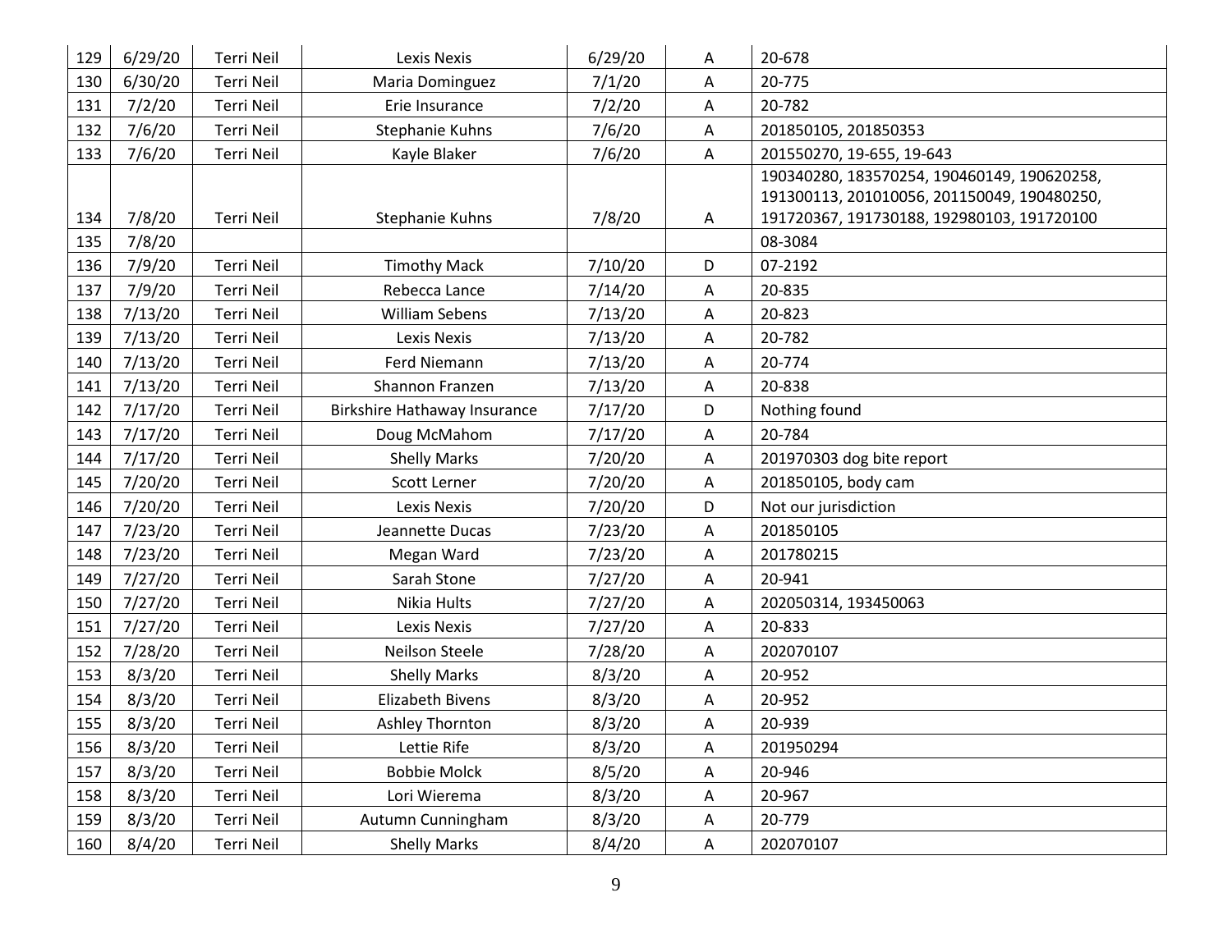| | | | | | | |
|---|---|---|---|---|---|---|
| 129 | 6/29/20 | Terri Neil | Lexis Nexis | 6/29/20 | A | 20-678 |
| 130 | 6/30/20 | Terri Neil | Maria Dominguez | 7/1/20 | A | 20-775 |
| 131 | 7/2/20 | Terri Neil | Erie Insurance | 7/2/20 | A | 20-782 |
| 132 | 7/6/20 | Terri Neil | Stephanie Kuhns | 7/6/20 | A | 201850105, 201850353 |
| 133 | 7/6/20 | Terri Neil | Kayle Blaker | 7/6/20 | A | 201550270, 19-655, 19-643 |
| 134 | 7/8/20 | Terri Neil | Stephanie Kuhns | 7/8/20 | A | 190340280, 183570254, 190460149, 190620258, 191300113, 201010056, 201150049, 190480250, 191720367, 191730188, 192980103, 191720100 |
| 135 | 7/8/20 | | | | | 08-3084 |
| 136 | 7/9/20 | Terri Neil | Timothy Mack | 7/10/20 | D | 07-2192 |
| 137 | 7/9/20 | Terri Neil | Rebecca Lance | 7/14/20 | A | 20-835 |
| 138 | 7/13/20 | Terri Neil | William Sebens | 7/13/20 | A | 20-823 |
| 139 | 7/13/20 | Terri Neil | Lexis Nexis | 7/13/20 | A | 20-782 |
| 140 | 7/13/20 | Terri Neil | Ferd Niemann | 7/13/20 | A | 20-774 |
| 141 | 7/13/20 | Terri Neil | Shannon Franzen | 7/13/20 | A | 20-838 |
| 142 | 7/17/20 | Terri Neil | Birkshire Hathaway Insurance | 7/17/20 | D | Nothing found |
| 143 | 7/17/20 | Terri Neil | Doug McMahom | 7/17/20 | A | 20-784 |
| 144 | 7/17/20 | Terri Neil | Shelly Marks | 7/20/20 | A | 201970303 dog bite report |
| 145 | 7/20/20 | Terri Neil | Scott Lerner | 7/20/20 | A | 201850105, body cam |
| 146 | 7/20/20 | Terri Neil | Lexis Nexis | 7/20/20 | D | Not our jurisdiction |
| 147 | 7/23/20 | Terri Neil | Jeannette Ducas | 7/23/20 | A | 201850105 |
| 148 | 7/23/20 | Terri Neil | Megan Ward | 7/23/20 | A | 201780215 |
| 149 | 7/27/20 | Terri Neil | Sarah Stone | 7/27/20 | A | 20-941 |
| 150 | 7/27/20 | Terri Neil | Nikia Hults | 7/27/20 | A | 202050314, 193450063 |
| 151 | 7/27/20 | Terri Neil | Lexis Nexis | 7/27/20 | A | 20-833 |
| 152 | 7/28/20 | Terri Neil | Neilson Steele | 7/28/20 | A | 202070107 |
| 153 | 8/3/20 | Terri Neil | Shelly Marks | 8/3/20 | A | 20-952 |
| 154 | 8/3/20 | Terri Neil | Elizabeth Bivens | 8/3/20 | A | 20-952 |
| 155 | 8/3/20 | Terri Neil | Ashley Thornton | 8/3/20 | A | 20-939 |
| 156 | 8/3/20 | Terri Neil | Lettie Rife | 8/3/20 | A | 201950294 |
| 157 | 8/3/20 | Terri Neil | Bobbie Molck | 8/5/20 | A | 20-946 |
| 158 | 8/3/20 | Terri Neil | Lori Wierema | 8/3/20 | A | 20-967 |
| 159 | 8/3/20 | Terri Neil | Autumn Cunningham | 8/3/20 | A | 20-779 |
| 160 | 8/4/20 | Terri Neil | Shelly Marks | 8/4/20 | A | 202070107 |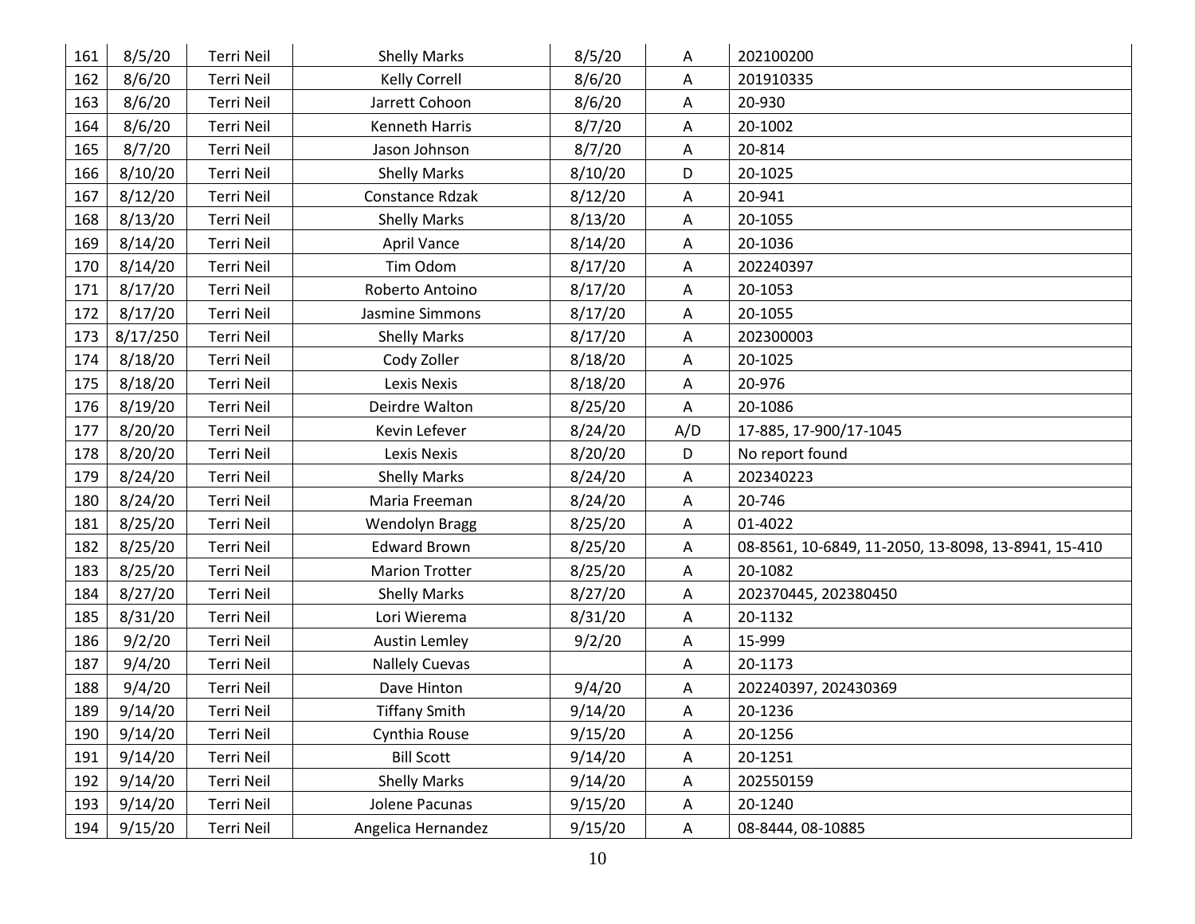| 161 | 8/5/20 | Terri Neil | Shelly Marks | 8/5/20 | A | 202100200 |
|---|---|---|---|---|---|---|
| 162 | 8/6/20 | Terri Neil | Kelly Correll | 8/6/20 | A | 201910335 |
| 163 | 8/6/20 | Terri Neil | Jarrett Cohoon | 8/6/20 | A | 20-930 |
| 164 | 8/6/20 | Terri Neil | Kenneth Harris | 8/7/20 | A | 20-1002 |
| 165 | 8/7/20 | Terri Neil | Jason Johnson | 8/7/20 | A | 20-814 |
| 166 | 8/10/20 | Terri Neil | Shelly Marks | 8/10/20 | D | 20-1025 |
| 167 | 8/12/20 | Terri Neil | Constance Rdzak | 8/12/20 | A | 20-941 |
| 168 | 8/13/20 | Terri Neil | Shelly Marks | 8/13/20 | A | 20-1055 |
| 169 | 8/14/20 | Terri Neil | April Vance | 8/14/20 | A | 20-1036 |
| 170 | 8/14/20 | Terri Neil | Tim Odom | 8/17/20 | A | 202240397 |
| 171 | 8/17/20 | Terri Neil | Roberto Antoino | 8/17/20 | A | 20-1053 |
| 172 | 8/17/20 | Terri Neil | Jasmine Simmons | 8/17/20 | A | 20-1055 |
| 173 | 8/17/250 | Terri Neil | Shelly Marks | 8/17/20 | A | 202300003 |
| 174 | 8/18/20 | Terri Neil | Cody Zoller | 8/18/20 | A | 20-1025 |
| 175 | 8/18/20 | Terri Neil | Lexis Nexis | 8/18/20 | A | 20-976 |
| 176 | 8/19/20 | Terri Neil | Deirdre Walton | 8/25/20 | A | 20-1086 |
| 177 | 8/20/20 | Terri Neil | Kevin Lefever | 8/24/20 | A/D | 17-885, 17-900/17-1045 |
| 178 | 8/20/20 | Terri Neil | Lexis Nexis | 8/20/20 | D | No report found |
| 179 | 8/24/20 | Terri Neil | Shelly Marks | 8/24/20 | A | 202340223 |
| 180 | 8/24/20 | Terri Neil | Maria Freeman | 8/24/20 | A | 20-746 |
| 181 | 8/25/20 | Terri Neil | Wendolyn Bragg | 8/25/20 | A | 01-4022 |
| 182 | 8/25/20 | Terri Neil | Edward Brown | 8/25/20 | A | 08-8561, 10-6849, 11-2050, 13-8098, 13-8941, 15-410 |
| 183 | 8/25/20 | Terri Neil | Marion Trotter | 8/25/20 | A | 20-1082 |
| 184 | 8/27/20 | Terri Neil | Shelly Marks | 8/27/20 | A | 202370445, 202380450 |
| 185 | 8/31/20 | Terri Neil | Lori Wierema | 8/31/20 | A | 20-1132 |
| 186 | 9/2/20 | Terri Neil | Austin Lemley | 9/2/20 | A | 15-999 |
| 187 | 9/4/20 | Terri Neil | Nallely Cuevas | | A | 20-1173 |
| 188 | 9/4/20 | Terri Neil | Dave Hinton | 9/4/20 | A | 202240397, 202430369 |
| 189 | 9/14/20 | Terri Neil | Tiffany Smith | 9/14/20 | A | 20-1236 |
| 190 | 9/14/20 | Terri Neil | Cynthia Rouse | 9/15/20 | A | 20-1256 |
| 191 | 9/14/20 | Terri Neil | Bill Scott | 9/14/20 | A | 20-1251 |
| 192 | 9/14/20 | Terri Neil | Shelly Marks | 9/14/20 | A | 202550159 |
| 193 | 9/14/20 | Terri Neil | Jolene Pacunas | 9/15/20 | A | 20-1240 |
| 194 | 9/15/20 | Terri Neil | Angelica Hernandez | 9/15/20 | A | 08-8444, 08-10885 |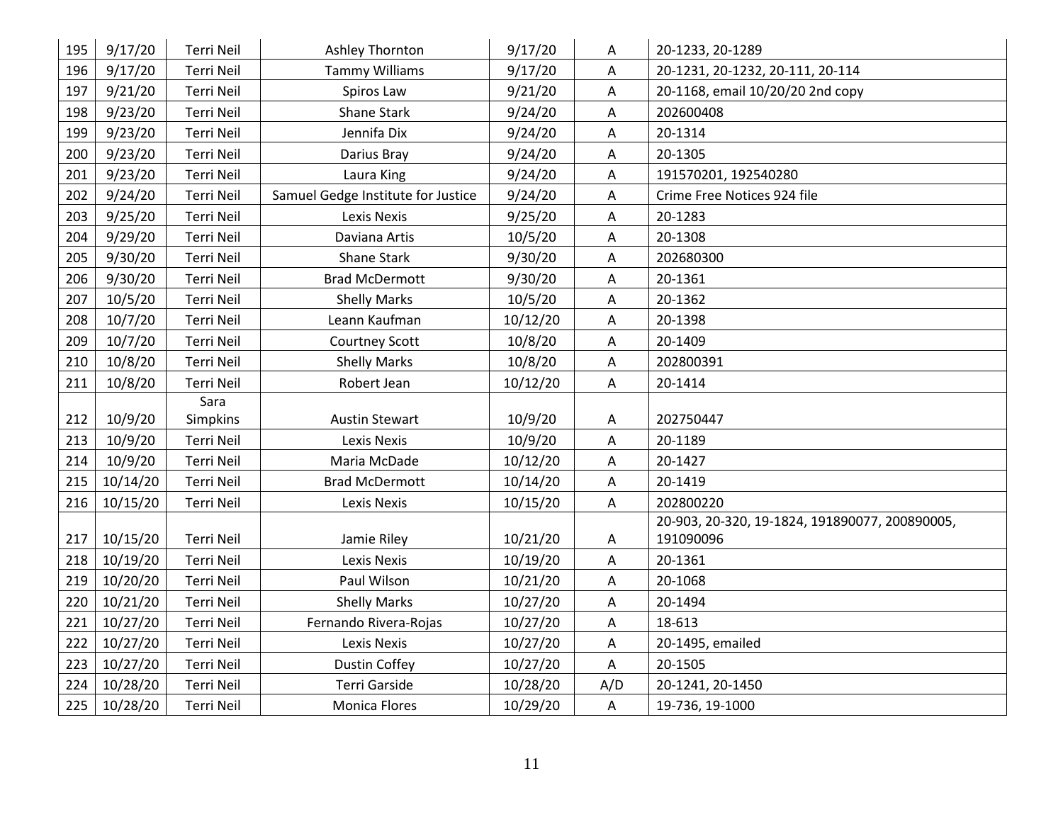| 195 | 9/17/20 | Terri Neil | Ashley Thornton | 9/17/20 | A | 20-1233, 20-1289 |
|---|---|---|---|---|---|---|
| 196 | 9/17/20 | Terri Neil | Tammy Williams | 9/17/20 | A | 20-1231, 20-1232, 20-111, 20-114 |
| 197 | 9/21/20 | Terri Neil | Spiros Law | 9/21/20 | A | 20-1168, email 10/20/20 2nd copy |
| 198 | 9/23/20 | Terri Neil | Shane Stark | 9/24/20 | A | 202600408 |
| 199 | 9/23/20 | Terri Neil | Jennifa Dix | 9/24/20 | A | 20-1314 |
| 200 | 9/23/20 | Terri Neil | Darius Bray | 9/24/20 | A | 20-1305 |
| 201 | 9/23/20 | Terri Neil | Laura King | 9/24/20 | A | 191570201, 192540280 |
| 202 | 9/24/20 | Terri Neil | Samuel Gedge Institute for Justice | 9/24/20 | A | Crime Free Notices 924 file |
| 203 | 9/25/20 | Terri Neil | Lexis Nexis | 9/25/20 | A | 20-1283 |
| 204 | 9/29/20 | Terri Neil | Daviana Artis | 10/5/20 | A | 20-1308 |
| 205 | 9/30/20 | Terri Neil | Shane Stark | 9/30/20 | A | 202680300 |
| 206 | 9/30/20 | Terri Neil | Brad McDermott | 9/30/20 | A | 20-1361 |
| 207 | 10/5/20 | Terri Neil | Shelly Marks | 10/5/20 | A | 20-1362 |
| 208 | 10/7/20 | Terri Neil | Leann Kaufman | 10/12/20 | A | 20-1398 |
| 209 | 10/7/20 | Terri Neil | Courtney Scott | 10/8/20 | A | 20-1409 |
| 210 | 10/8/20 | Terri Neil | Shelly Marks | 10/8/20 | A | 202800391 |
| 211 | 10/8/20 | Terri Neil | Robert Jean | 10/12/20 | A | 20-1414 |
| 212 | 10/9/20 | Sara Simpkins | Austin Stewart | 10/9/20 | A | 202750447 |
| 213 | 10/9/20 | Terri Neil | Lexis Nexis | 10/9/20 | A | 20-1189 |
| 214 | 10/9/20 | Terri Neil | Maria McDade | 10/12/20 | A | 20-1427 |
| 215 | 10/14/20 | Terri Neil | Brad McDermott | 10/14/20 | A | 20-1419 |
| 216 | 10/15/20 | Terri Neil | Lexis Nexis | 10/15/20 | A | 202800220 |
| 217 | 10/15/20 | Terri Neil | Jamie Riley | 10/21/20 | A | 20-903, 20-320, 19-1824, 191890077, 200890005, 191090096 |
| 218 | 10/19/20 | Terri Neil | Lexis Nexis | 10/19/20 | A | 20-1361 |
| 219 | 10/20/20 | Terri Neil | Paul Wilson | 10/21/20 | A | 20-1068 |
| 220 | 10/21/20 | Terri Neil | Shelly Marks | 10/27/20 | A | 20-1494 |
| 221 | 10/27/20 | Terri Neil | Fernando Rivera-Rojas | 10/27/20 | A | 18-613 |
| 222 | 10/27/20 | Terri Neil | Lexis Nexis | 10/27/20 | A | 20-1495, emailed |
| 223 | 10/27/20 | Terri Neil | Dustin Coffey | 10/27/20 | A | 20-1505 |
| 224 | 10/28/20 | Terri Neil | Terri Garside | 10/28/20 | A/D | 20-1241, 20-1450 |
| 225 | 10/28/20 | Terri Neil | Monica Flores | 10/29/20 | A | 19-736, 19-1000 |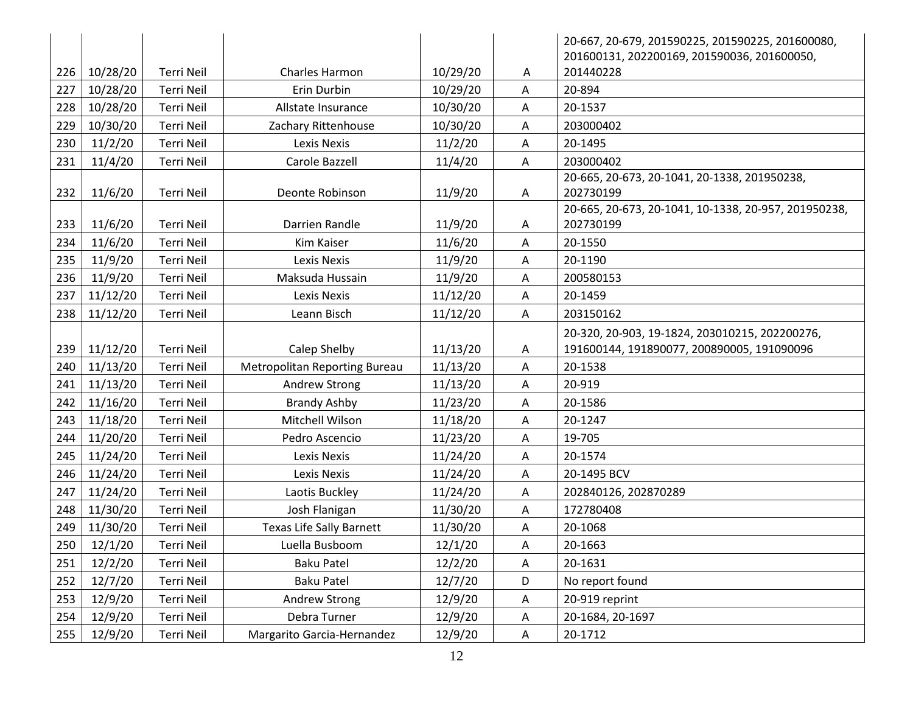| | | | | | | |
|---|---|---|---|---|---|---|
| 226 | 10/28/20 | Terri Neil | Charles Harmon | 10/29/20 | A | 20-667, 20-679, 201590225, 201590225, 201600080, 201600131, 202200169, 201590036, 201600050, 201440228 |
| 227 | 10/28/20 | Terri Neil | Erin Durbin | 10/29/20 | A | 20-894 |
| 228 | 10/28/20 | Terri Neil | Allstate Insurance | 10/30/20 | A | 20-1537 |
| 229 | 10/30/20 | Terri Neil | Zachary Rittenhouse | 10/30/20 | A | 203000402 |
| 230 | 11/2/20 | Terri Neil | Lexis Nexis | 11/2/20 | A | 20-1495 |
| 231 | 11/4/20 | Terri Neil | Carole Bazzell | 11/4/20 | A | 203000402 |
| 232 | 11/6/20 | Terri Neil | Deonte Robinson | 11/9/20 | A | 20-665, 20-673, 20-1041, 20-1338, 201950238, 202730199 |
| 233 | 11/6/20 | Terri Neil | Darrien Randle | 11/9/20 | A | 20-665, 20-673, 20-1041, 10-1338, 20-957, 201950238, 202730199 |
| 234 | 11/6/20 | Terri Neil | Kim Kaiser | 11/6/20 | A | 20-1550 |
| 235 | 11/9/20 | Terri Neil | Lexis Nexis | 11/9/20 | A | 20-1190 |
| 236 | 11/9/20 | Terri Neil | Maksuda Hussain | 11/9/20 | A | 200580153 |
| 237 | 11/12/20 | Terri Neil | Lexis Nexis | 11/12/20 | A | 20-1459 |
| 238 | 11/12/20 | Terri Neil | Leann Bisch | 11/12/20 | A | 203150162 |
| 239 | 11/12/20 | Terri Neil | Calep Shelby | 11/13/20 | A | 20-320, 20-903, 19-1824, 203010215, 202200276, 191600144, 191890077, 200890005, 191090096 |
| 240 | 11/13/20 | Terri Neil | Metropolitan Reporting Bureau | 11/13/20 | A | 20-1538 |
| 241 | 11/13/20 | Terri Neil | Andrew Strong | 11/13/20 | A | 20-919 |
| 242 | 11/16/20 | Terri Neil | Brandy Ashby | 11/23/20 | A | 20-1586 |
| 243 | 11/18/20 | Terri Neil | Mitchell Wilson | 11/18/20 | A | 20-1247 |
| 244 | 11/20/20 | Terri Neil | Pedro Ascencio | 11/23/20 | A | 19-705 |
| 245 | 11/24/20 | Terri Neil | Lexis Nexis | 11/24/20 | A | 20-1574 |
| 246 | 11/24/20 | Terri Neil | Lexis Nexis | 11/24/20 | A | 20-1495 BCV |
| 247 | 11/24/20 | Terri Neil | Laotis Buckley | 11/24/20 | A | 202840126, 202870289 |
| 248 | 11/30/20 | Terri Neil | Josh Flanigan | 11/30/20 | A | 172780408 |
| 249 | 11/30/20 | Terri Neil | Texas Life Sally Barnett | 11/30/20 | A | 20-1068 |
| 250 | 12/1/20 | Terri Neil | Luella Busboom | 12/1/20 | A | 20-1663 |
| 251 | 12/2/20 | Terri Neil | Baku Patel | 12/2/20 | A | 20-1631 |
| 252 | 12/7/20 | Terri Neil | Baku Patel | 12/7/20 | D | No report found |
| 253 | 12/9/20 | Terri Neil | Andrew Strong | 12/9/20 | A | 20-919 reprint |
| 254 | 12/9/20 | Terri Neil | Debra Turner | 12/9/20 | A | 20-1684, 20-1697 |
| 255 | 12/9/20 | Terri Neil | Margarito Garcia-Hernandez | 12/9/20 | A | 20-1712 |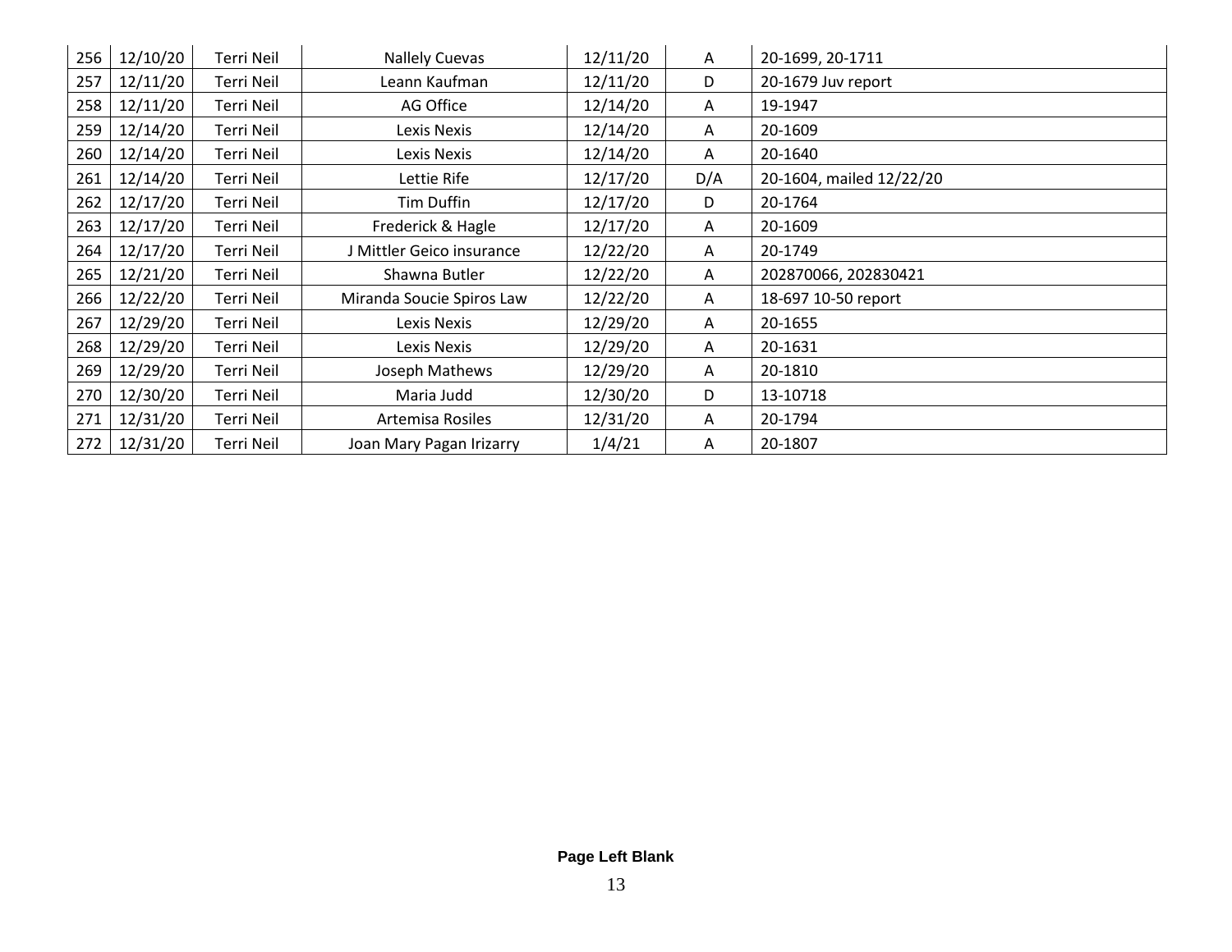| | | | | | | |
|---|---|---|---|---|---|---|
| 256 | 12/10/20 | Terri Neil | Nallely Cuevas | 12/11/20 | A | 20-1699, 20-1711 |
| 257 | 12/11/20 | Terri Neil | Leann Kaufman | 12/11/20 | D | 20-1679 Juv report |
| 258 | 12/11/20 | Terri Neil | AG Office | 12/14/20 | A | 19-1947 |
| 259 | 12/14/20 | Terri Neil | Lexis Nexis | 12/14/20 | A | 20-1609 |
| 260 | 12/14/20 | Terri Neil | Lexis Nexis | 12/14/20 | A | 20-1640 |
| 261 | 12/14/20 | Terri Neil | Lettie Rife | 12/17/20 | D/A | 20-1604, mailed 12/22/20 |
| 262 | 12/17/20 | Terri Neil | Tim Duffin | 12/17/20 | D | 20-1764 |
| 263 | 12/17/20 | Terri Neil | Frederick & Hagle | 12/17/20 | A | 20-1609 |
| 264 | 12/17/20 | Terri Neil | J Mittler Geico insurance | 12/22/20 | A | 20-1749 |
| 265 | 12/21/20 | Terri Neil | Shawna Butler | 12/22/20 | A | 202870066, 202830421 |
| 266 | 12/22/20 | Terri Neil | Miranda Soucie Spiros Law | 12/22/20 | A | 18-697 10-50 report |
| 267 | 12/29/20 | Terri Neil | Lexis Nexis | 12/29/20 | A | 20-1655 |
| 268 | 12/29/20 | Terri Neil | Lexis Nexis | 12/29/20 | A | 20-1631 |
| 269 | 12/29/20 | Terri Neil | Joseph Mathews | 12/29/20 | A | 20-1810 |
| 270 | 12/30/20 | Terri Neil | Maria Judd | 12/30/20 | D | 13-10718 |
| 271 | 12/31/20 | Terri Neil | Artemisa Rosiles | 12/31/20 | A | 20-1794 |
| 272 | 12/31/20 | Terri Neil | Joan Mary Pagan Irizarry | 1/4/21 | A | 20-1807 |

**Page Left Blank**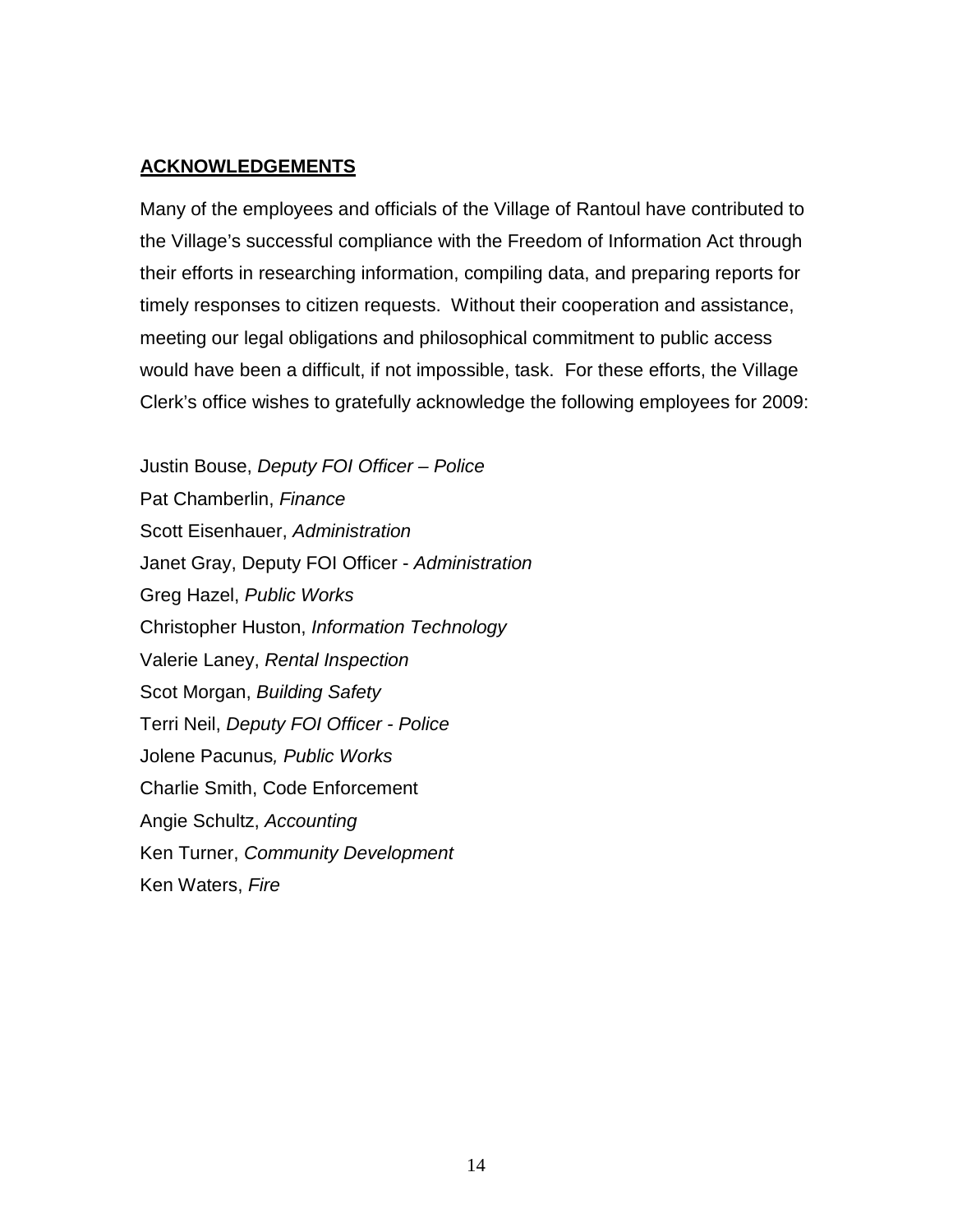## ACKNOWLEDGEMENTS

Many of the employees and officials of the Village of Rantoul have contributed to the Village's successful compliance with the Freedom of Information Act through their efforts in researching information, compiling data, and preparing reports for timely responses to citizen requests. Without their cooperation and assistance, meeting our legal obligations and philosophical commitment to public access would have been a difficult, if not impossible, task. For these efforts, the Village Clerk's office wishes to gratefully acknowledge the following employees for 2009:

Justin Bouse, *Deputy FOI Officer – Police*
Pat Chamberlin, *Finance*
Scott Eisenhauer, *Administration*
Janet Gray, Deputy FOI Officer - *Administration*
Greg Hazel, *Public Works*
Christopher Huston, *Information Technology*
Valerie Laney, *Rental Inspection*
Scot Morgan, *Building Safety*
Terri Neil, *Deputy FOI Officer - Police*
Jolene Pacunus*, Public Works*
Charlie Smith, Code Enforcement
Angie Schultz, *Accounting*
Ken Turner, *Community Development*
Ken Waters, *Fire*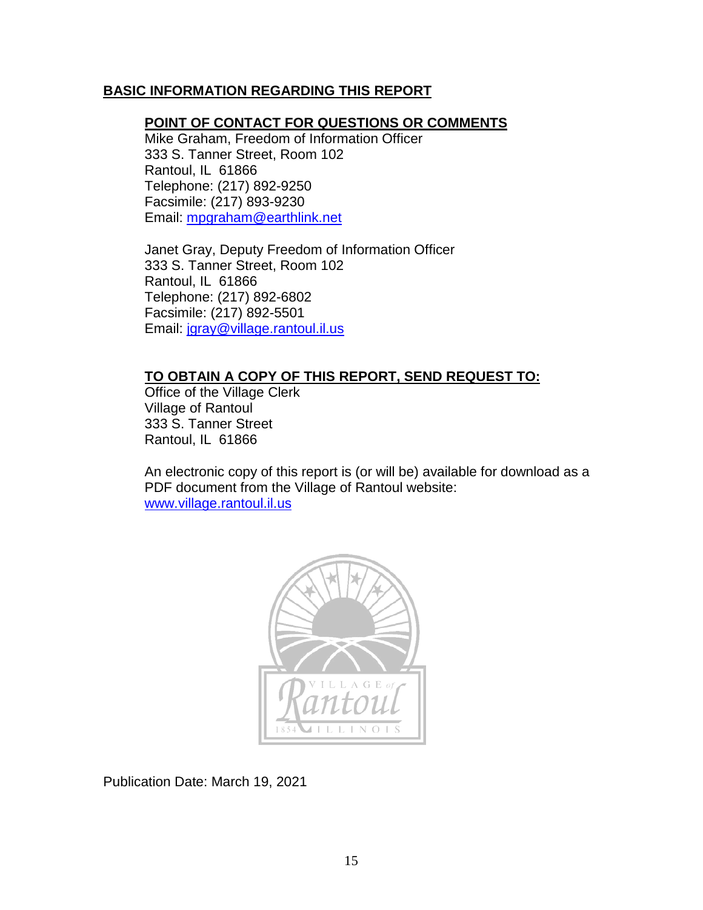## BASIC INFORMATION REGARDING THIS REPORT

### POINT OF CONTACT FOR QUESTIONS OR COMMENTS

Mike Graham, Freedom of Information Officer
333 S. Tanner Street, Room 102
Rantoul, IL 61866
Telephone: (217) 892-9250
Facsimile: (217) 893-9230
Email: mpgraham@earthlink.net

Janet Gray, Deputy Freedom of Information Officer
333 S. Tanner Street, Room 102
Rantoul, IL 61866
Telephone: (217) 892-6802
Facsimile: (217) 892-5501
Email: jgray@village.rantoul.il.us

### TO OBTAIN A COPY OF THIS REPORT, SEND REQUEST TO:

Office of the Village Clerk
Village of Rantoul
333 S. Tanner Street
Rantoul, IL 61866

An electronic copy of this report is (or will be) available for download as a PDF document from the Village of Rantoul website: www.village.rantoul.il.us

Publication Date: March 19, 2021